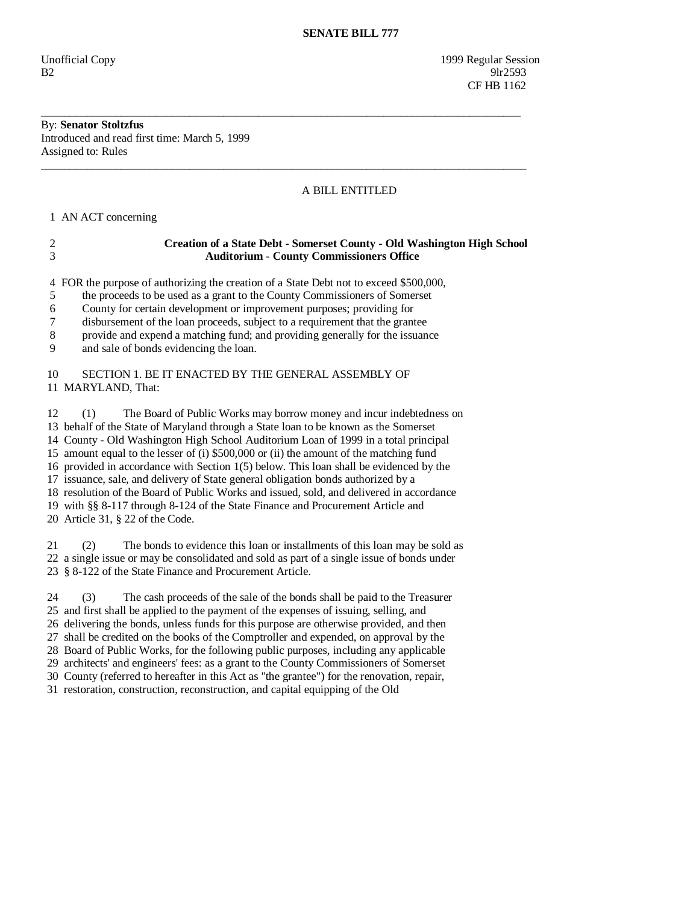# SENATE BILL 777

Unofficial Copy 1999 Regular Session
B2 9lr2593
CF HB 1162

---

By: **Senator Stoltzfus**
Introduced and read first time: March 5, 1999
Assigned to: Rules

---

A BILL ENTITLED

1 AN ACT concerning

2 **Creation of a State Debt - Somerset County - Old Washington High School**
3 **Auditorium - County Commissioners Office**

4 FOR the purpose of authorizing the creation of a State Debt not to exceed $500,000,
5 the proceeds to be used as a grant to the County Commissioners of Somerset
6 County for certain development or improvement purposes; providing for
7 disbursement of the loan proceeds, subject to a requirement that the grantee
8 provide and expend a matching fund; and providing generally for the issuance
9 and sale of bonds evidencing the loan.

10 SECTION 1. BE IT ENACTED BY THE GENERAL ASSEMBLY OF
11 MARYLAND, That:

12 (1) The Board of Public Works may borrow money and incur indebtedness on
13 behalf of the State of Maryland through a State loan to be known as the Somerset
14 County - Old Washington High School Auditorium Loan of 1999 in a total principal
15 amount equal to the lesser of (i) $500,000 or (ii) the amount of the matching fund
16 provided in accordance with Section 1(5) below. This loan shall be evidenced by the
17 issuance, sale, and delivery of State general obligation bonds authorized by a
18 resolution of the Board of Public Works and issued, sold, and delivered in accordance
19 with §§ 8-117 through 8-124 of the State Finance and Procurement Article and
20 Article 31, § 22 of the Code.

21 (2) The bonds to evidence this loan or installments of this loan may be sold as
22 a single issue or may be consolidated and sold as part of a single issue of bonds under
23 § 8-122 of the State Finance and Procurement Article.

24 (3) The cash proceeds of the sale of the bonds shall be paid to the Treasurer
25 and first shall be applied to the payment of the expenses of issuing, selling, and
26 delivering the bonds, unless funds for this purpose are otherwise provided, and then
27 shall be credited on the books of the Comptroller and expended, on approval by the
28 Board of Public Works, for the following public purposes, including any applicable
29 architects' and engineers' fees: as a grant to the County Commissioners of Somerset
30 County (referred to hereafter in this Act as "the grantee") for the renovation, repair,
31 restoration, construction, reconstruction, and capital equipping of the Old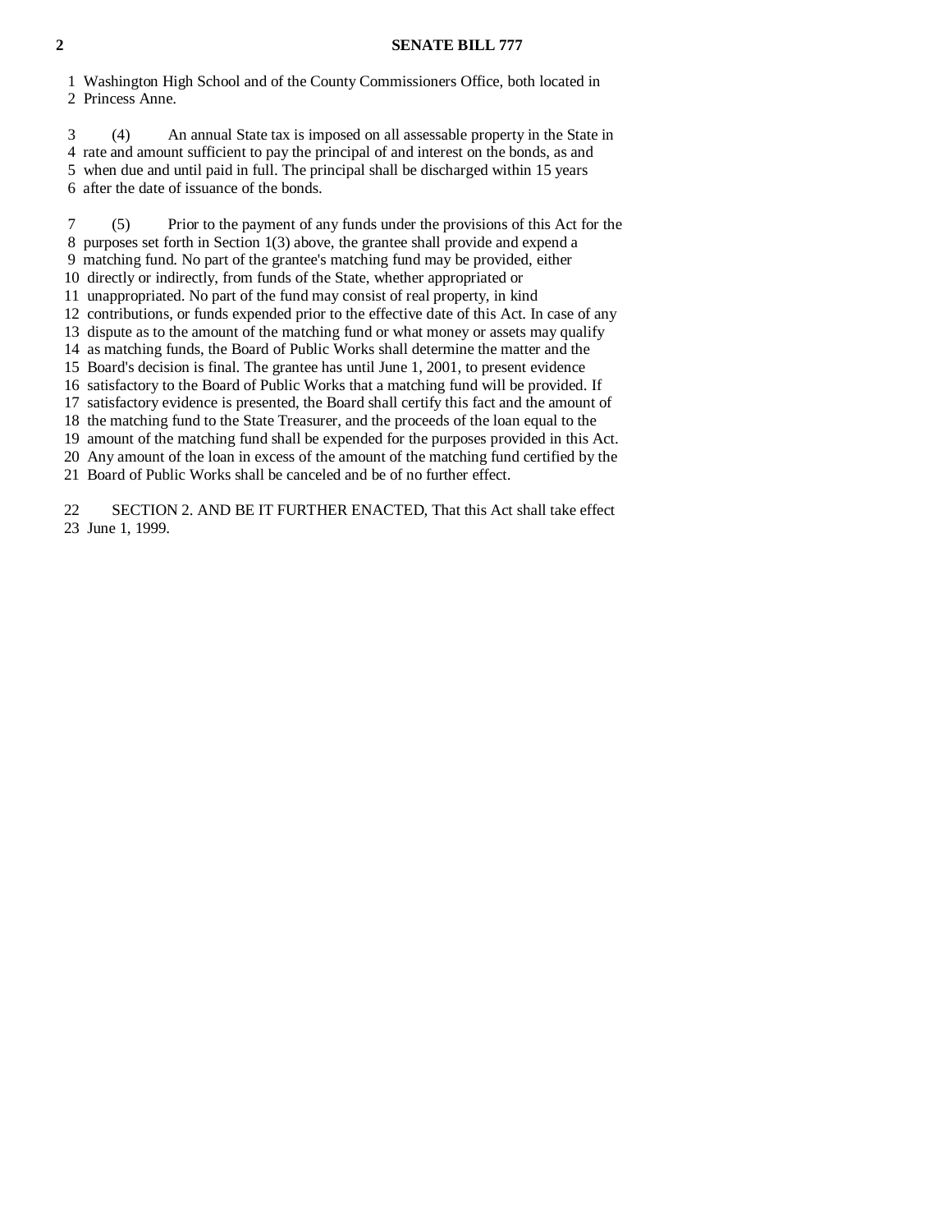Washington High School and of the County Commissioners Office, both located in Princess Anne.

(4) An annual State tax is imposed on all assessable property in the State in rate and amount sufficient to pay the principal of and interest on the bonds, as and when due and until paid in full. The principal shall be discharged within 15 years after the date of issuance of the bonds.

(5) Prior to the payment of any funds under the provisions of this Act for the purposes set forth in Section 1(3) above, the grantee shall provide and expend a matching fund. No part of the grantee's matching fund may be provided, either directly or indirectly, from funds of the State, whether appropriated or unappropriated. No part of the fund may consist of real property, in kind contributions, or funds expended prior to the effective date of this Act. In case of any dispute as to the amount of the matching fund or what money or assets may qualify as matching funds, the Board of Public Works shall determine the matter and the Board's decision is final. The grantee has until June 1, 2001, to present evidence satisfactory to the Board of Public Works that a matching fund will be provided. If satisfactory evidence is presented, the Board shall certify this fact and the amount of the matching fund to the State Treasurer, and the proceeds of the loan equal to the amount of the matching fund shall be expended for the purposes provided in this Act. Any amount of the loan in excess of the amount of the matching fund certified by the Board of Public Works shall be canceled and be of no further effect.

SECTION 2. AND BE IT FURTHER ENACTED, That this Act shall take effect June 1, 1999.